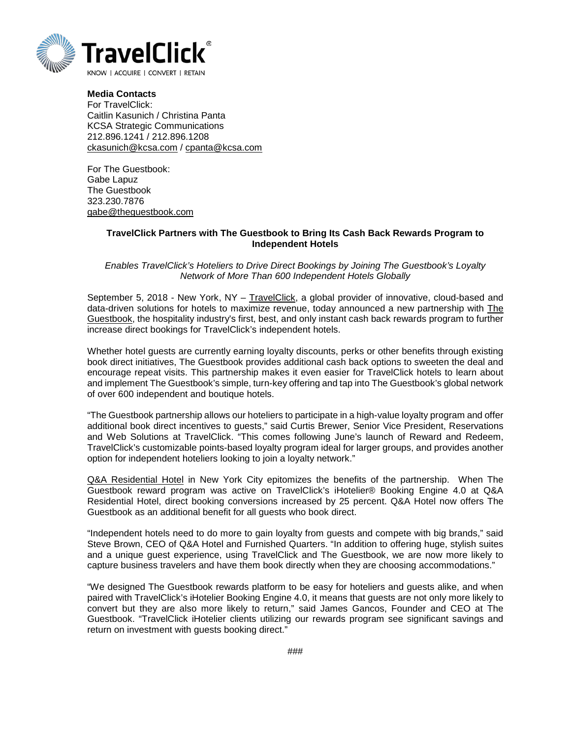TravelClick®

KNOW | ACQUIRE | CONVERT | RETAIN

**Media Contacts**
For TravelClick:
Caitlin Kasunich / Christina Panta
KCSA Strategic Communications
212.896.1241 / 212.896.1208
ckasunich@kcsa.com / cpanta@kcsa.com

For The Guestbook:
Gabe Lapuz
The Guestbook
323.230.7876
gabe@theguestbook.com

**TravelClick Partners with The Guestbook to Bring Its Cash Back Rewards Program to Independent Hotels**

*Enables TravelClick's Hoteliers to Drive Direct Bookings by Joining The Guestbook's Loyalty Network of More Than 600 Independent Hotels Globally*

September 5, 2018 - New York, NY – TravelClick, a global provider of innovative, cloud-based and data-driven solutions for hotels to maximize revenue, today announced a new partnership with The Guestbook, the hospitality industry's first, best, and only instant cash back rewards program to further increase direct bookings for TravelClick's independent hotels.

Whether hotel guests are currently earning loyalty discounts, perks or other benefits through existing book direct initiatives, The Guestbook provides additional cash back options to sweeten the deal and encourage repeat visits. This partnership makes it even easier for TravelClick hotels to learn about and implement The Guestbook's simple, turn-key offering and tap into The Guestbook's global network of over 600 independent and boutique hotels.

"The Guestbook partnership allows our hoteliers to participate in a high-value loyalty program and offer additional book direct incentives to guests," said Curtis Brewer, Senior Vice President, Reservations and Web Solutions at TravelClick. "This comes following June's launch of Reward and Redeem, TravelClick's customizable points-based loyalty program ideal for larger groups, and provides another option for independent hoteliers looking to join a loyalty network."

Q&A Residential Hotel in New York City epitomizes the benefits of the partnership. When The Guestbook reward program was active on TravelClick's iHotelier® Booking Engine 4.0 at Q&A Residential Hotel, direct booking conversions increased by 25 percent. Q&A Hotel now offers The Guestbook as an additional benefit for all guests who book direct.

"Independent hotels need to do more to gain loyalty from guests and compete with big brands," said Steve Brown, CEO of Q&A Hotel and Furnished Quarters. "In addition to offering huge, stylish suites and a unique guest experience, using TravelClick and The Guestbook, we are now more likely to capture business travelers and have them book directly when they are choosing accommodations."

"We designed The Guestbook rewards platform to be easy for hoteliers and guests alike, and when paired with TravelClick's iHotelier Booking Engine 4.0, it means that guests are not only more likely to convert but they are also more likely to return," said James Gancos, Founder and CEO at The Guestbook. "TravelClick iHotelier clients utilizing our rewards program see significant savings and return on investment with guests booking direct."

###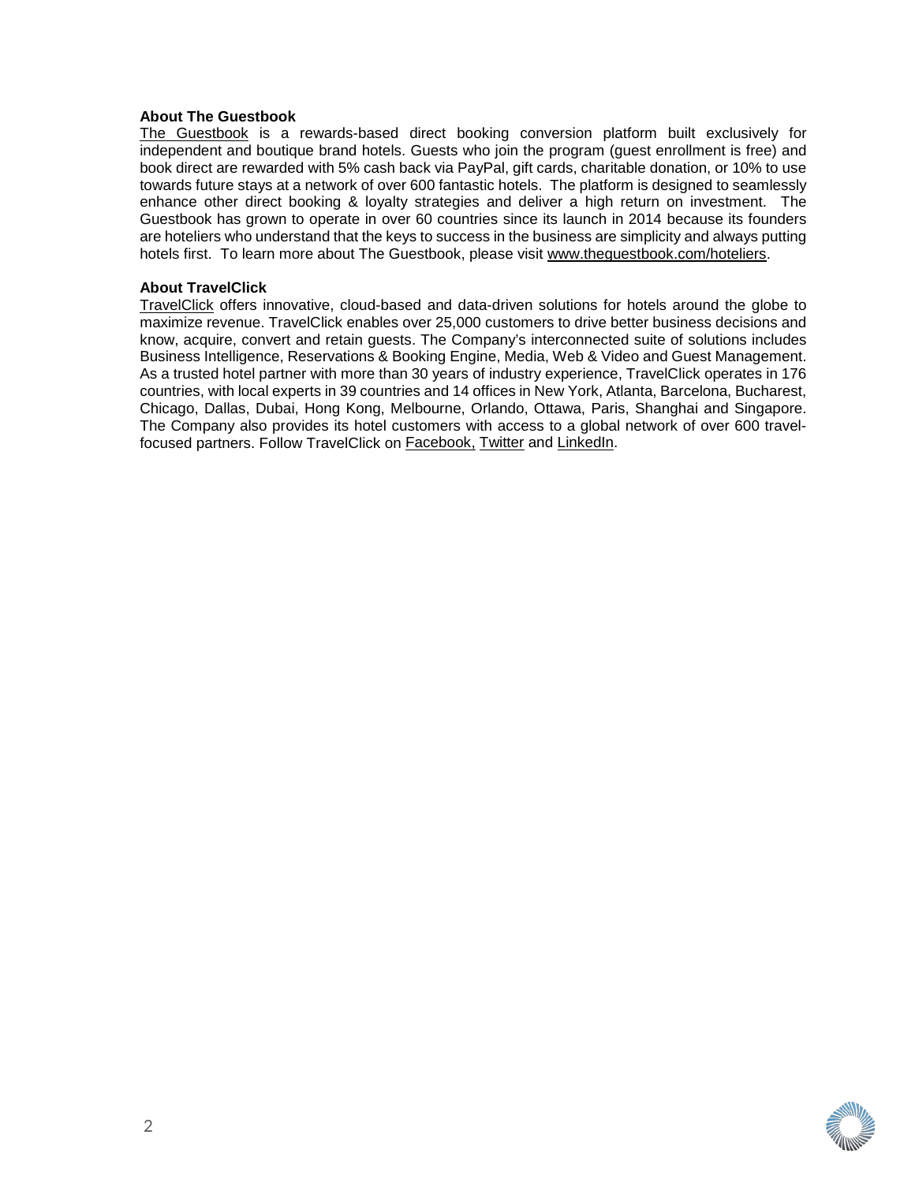**About The Guestbook**

The Guestbook is a rewards-based direct booking conversion platform built exclusively for independent and boutique brand hotels. Guests who join the program (guest enrollment is free) and book direct are rewarded with 5% cash back via PayPal, gift cards, charitable donation, or 10% to use towards future stays at a network of over 600 fantastic hotels. The platform is designed to seamlessly enhance other direct booking & loyalty strategies and deliver a high return on investment. The Guestbook has grown to operate in over 60 countries since its launch in 2014 because its founders are hoteliers who understand that the keys to success in the business are simplicity and always putting hotels first. To learn more about The Guestbook, please visit www.theguestbook.com/hoteliers.

**About TravelClick**

TravelClick offers innovative, cloud-based and data-driven solutions for hotels around the globe to maximize revenue. TravelClick enables over 25,000 customers to drive better business decisions and know, acquire, convert and retain guests. The Company's interconnected suite of solutions includes Business Intelligence, Reservations & Booking Engine, Media, Web & Video and Guest Management. As a trusted hotel partner with more than 30 years of industry experience, TravelClick operates in 176 countries, with local experts in 39 countries and 14 offices in New York, Atlanta, Barcelona, Bucharest, Chicago, Dallas, Dubai, Hong Kong, Melbourne, Orlando, Ottawa, Paris, Shanghai and Singapore. The Company also provides its hotel customers with access to a global network of over 600 travel-focused partners. Follow TravelClick on Facebook, Twitter and LinkedIn.